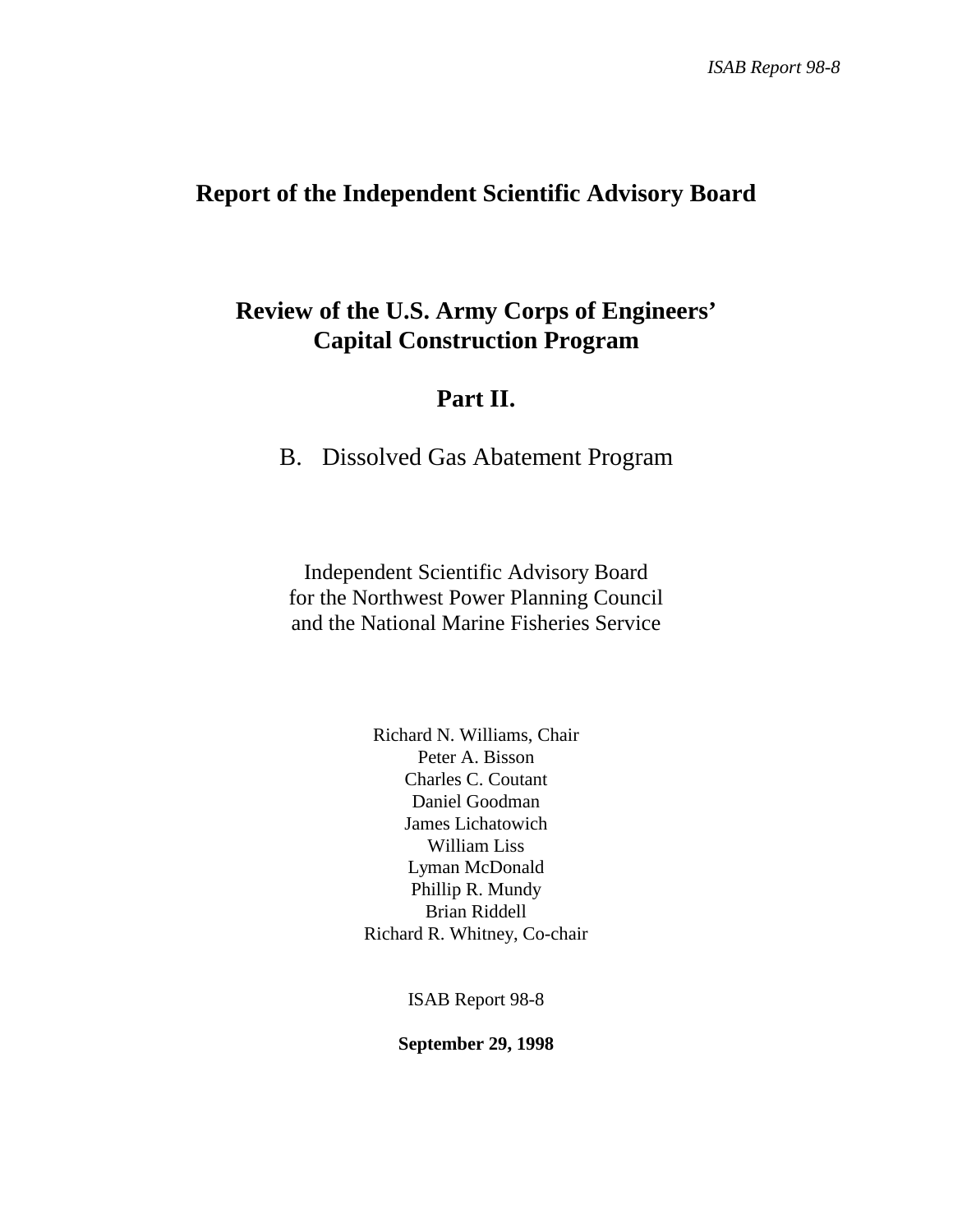# Report of the Independent Scientific Advisory Board

## Review of the U.S. Army Corps of Engineers' Capital Construction Program

## Part II.

B. Dissolved Gas Abatement Program

Independent Scientific Advisory Board
for the Northwest Power Planning Council
and the National Marine Fisheries Service

Richard N. Williams, Chair
Peter A. Bisson
Charles C. Coutant
Daniel Goodman
James Lichatowich
William Liss
Lyman McDonald
Phillip R. Mundy
Brian Riddell
Richard R. Whitney, Co-chair

ISAB Report 98-8

**September 29, 1998**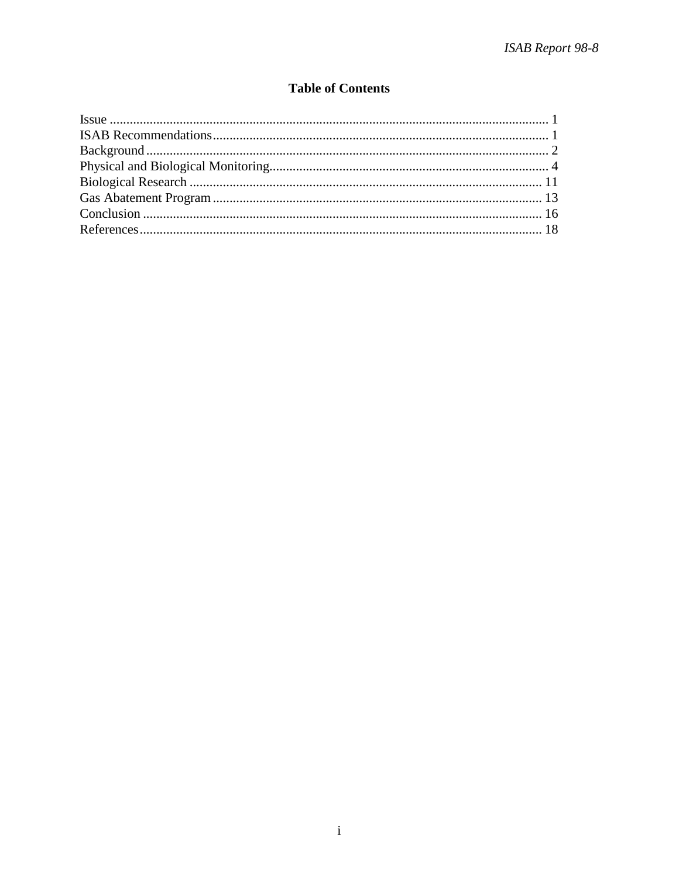## Table of Contents

Issue .................................................................................................................................. 1
ISAB Recommendations.................................................................................................... 1
Background ........................................................................................................................ 2
Physical and Biological Monitoring.................................................................................... 4
Biological Research ......................................................................................................... 11
Gas Abatement Program .................................................................................................. 13
Conclusion ....................................................................................................................... 16
References........................................................................................................................ 18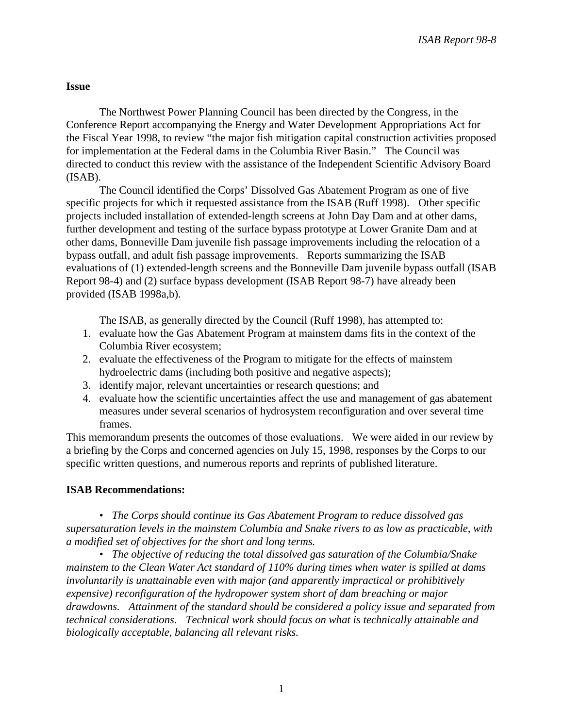**Issue**

The Northwest Power Planning Council has been directed by the Congress, in the Conference Report accompanying the Energy and Water Development Appropriations Act for the Fiscal Year 1998, to review "the major fish mitigation capital construction activities proposed for implementation at the Federal dams in the Columbia River Basin." The Council was directed to conduct this review with the assistance of the Independent Scientific Advisory Board (ISAB).

The Council identified the Corps' Dissolved Gas Abatement Program as one of five specific projects for which it requested assistance from the ISAB (Ruff 1998). Other specific projects included installation of extended-length screens at John Day Dam and at other dams, further development and testing of the surface bypass prototype at Lower Granite Dam and at other dams, Bonneville Dam juvenile fish passage improvements including the relocation of a bypass outfall, and adult fish passage improvements. Reports summarizing the ISAB evaluations of (1) extended-length screens and the Bonneville Dam juvenile bypass outfall (ISAB Report 98-4) and (2) surface bypass development (ISAB Report 98-7) have already been provided (ISAB 1998a,b).

The ISAB, as generally directed by the Council (Ruff 1998), has attempted to:

1. evaluate how the Gas Abatement Program at mainstem dams fits in the context of the Columbia River ecosystem;
2. evaluate the effectiveness of the Program to mitigate for the effects of mainstem hydroelectric dams (including both positive and negative aspects);
3. identify major, relevant uncertainties or research questions; and
4. evaluate how the scientific uncertainties affect the use and management of gas abatement measures under several scenarios of hydrosystem reconfiguration and over several time frames.

This memorandum presents the outcomes of those evaluations. We were aided in our review by a briefing by the Corps and concerned agencies on July 15, 1998, responses by the Corps to our specific written questions, and numerous reports and reprints of published literature.

**ISAB Recommendations:**

- *The Corps should continue its Gas Abatement Program to reduce dissolved gas supersaturation levels in the mainstem Columbia and Snake rivers to as low as practicable, with a modified set of objectives for the short and long terms.*
- *The objective of reducing the total dissolved gas saturation of the Columbia/Snake mainstem to the Clean Water Act standard of 110% during times when water is spilled at dams involuntarily is unattainable even with major (and apparently impractical or prohibitively expensive) reconfiguration of the hydropower system short of dam breaching or major drawdowns. Attainment of the standard should be considered a policy issue and separated from technical considerations. Technical work should focus on what is technically attainable and biologically acceptable, balancing all relevant risks.*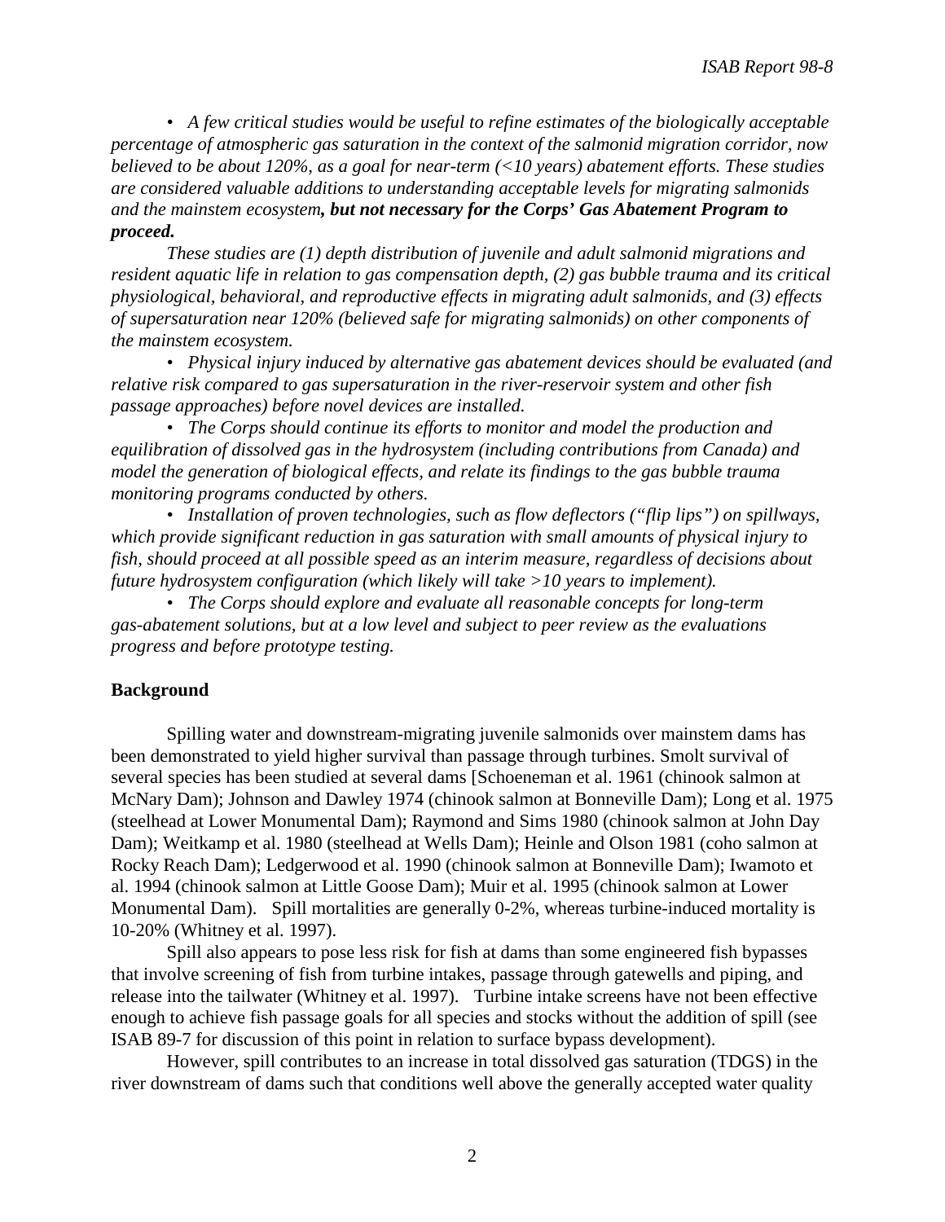• *A few critical studies would be useful to refine estimates of the biologically acceptable percentage of atmospheric gas saturation in the context of the salmonid migration corridor, now believed to be about 120%, as a goal for near-term (<10 years) abatement efforts. These studies are considered valuable additions to understanding acceptable levels for migrating salmonids and the mainstem ecosystem****, but not necessary for the Corps' Gas Abatement Program to proceed.***

*These studies are (1) depth distribution of juvenile and adult salmonid migrations and resident aquatic life in relation to gas compensation depth, (2) gas bubble trauma and its critical physiological, behavioral, and reproductive effects in migrating adult salmonids, and (3) effects of supersaturation near 120% (believed safe for migrating salmonids) on other components of the mainstem ecosystem.*

• *Physical injury induced by alternative gas abatement devices should be evaluated (and relative risk compared to gas supersaturation in the river-reservoir system and other fish passage approaches) before novel devices are installed.*

• *The Corps should continue its efforts to monitor and model the production and equilibration of dissolved gas in the hydrosystem (including contributions from Canada) and model the generation of biological effects, and relate its findings to the gas bubble trauma monitoring programs conducted by others.*

• *Installation of proven technologies, such as flow deflectors ("flip lips") on spillways, which provide significant reduction in gas saturation with small amounts of physical injury to fish, should proceed at all possible speed as an interim measure, regardless of decisions about future hydrosystem configuration (which likely will take >10 years to implement).*

• *The Corps should explore and evaluate all reasonable concepts for long-term gas-abatement solutions, but at a low level and subject to peer review as the evaluations progress and before prototype testing.*

## Background

Spilling water and downstream-migrating juvenile salmonids over mainstem dams has been demonstrated to yield higher survival than passage through turbines. Smolt survival of several species has been studied at several dams [Schoeneman et al. 1961 (chinook salmon at McNary Dam); Johnson and Dawley 1974 (chinook salmon at Bonneville Dam); Long et al. 1975 (steelhead at Lower Monumental Dam); Raymond and Sims 1980 (chinook salmon at John Day Dam); Weitkamp et al. 1980 (steelhead at Wells Dam); Heinle and Olson 1981 (coho salmon at Rocky Reach Dam); Ledgerwood et al. 1990 (chinook salmon at Bonneville Dam); Iwamoto et al. 1994 (chinook salmon at Little Goose Dam); Muir et al. 1995 (chinook salmon at Lower Monumental Dam). Spill mortalities are generally 0-2%, whereas turbine-induced mortality is 10-20% (Whitney et al. 1997).

Spill also appears to pose less risk for fish at dams than some engineered fish bypasses that involve screening of fish from turbine intakes, passage through gatewells and piping, and release into the tailwater (Whitney et al. 1997). Turbine intake screens have not been effective enough to achieve fish passage goals for all species and stocks without the addition of spill (see ISAB 89-7 for discussion of this point in relation to surface bypass development).

However, spill contributes to an increase in total dissolved gas saturation (TDGS) in the river downstream of dams such that conditions well above the generally accepted water quality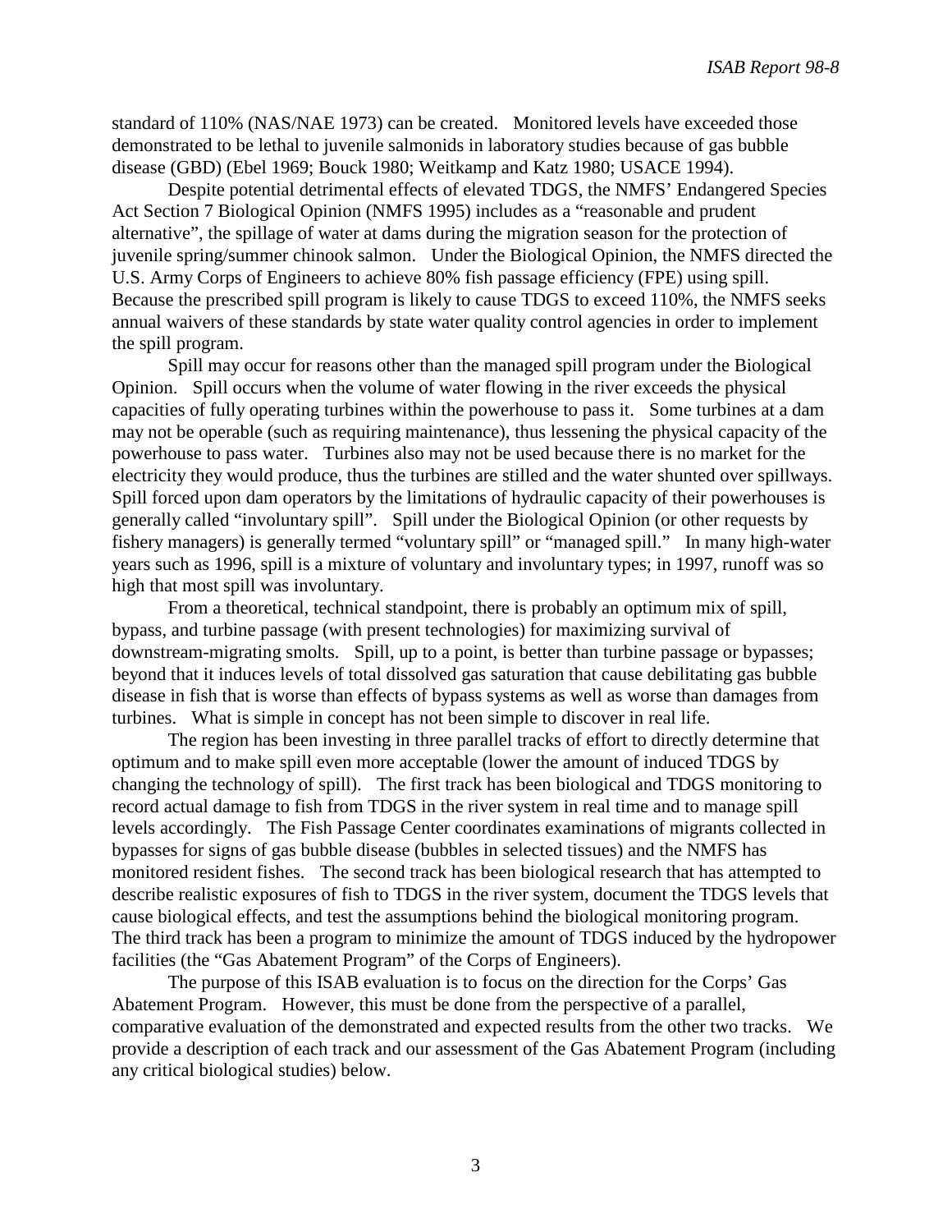standard of 110% (NAS/NAE 1973) can be created. Monitored levels have exceeded those demonstrated to be lethal to juvenile salmonids in laboratory studies because of gas bubble disease (GBD) (Ebel 1969; Bouck 1980; Weitkamp and Katz 1980; USACE 1994).

Despite potential detrimental effects of elevated TDGS, the NMFS' Endangered Species Act Section 7 Biological Opinion (NMFS 1995) includes as a "reasonable and prudent alternative", the spillage of water at dams during the migration season for the protection of juvenile spring/summer chinook salmon. Under the Biological Opinion, the NMFS directed the U.S. Army Corps of Engineers to achieve 80% fish passage efficiency (FPE) using spill. Because the prescribed spill program is likely to cause TDGS to exceed 110%, the NMFS seeks annual waivers of these standards by state water quality control agencies in order to implement the spill program.

Spill may occur for reasons other than the managed spill program under the Biological Opinion. Spill occurs when the volume of water flowing in the river exceeds the physical capacities of fully operating turbines within the powerhouse to pass it. Some turbines at a dam may not be operable (such as requiring maintenance), thus lessening the physical capacity of the powerhouse to pass water. Turbines also may not be used because there is no market for the electricity they would produce, thus the turbines are stilled and the water shunted over spillways. Spill forced upon dam operators by the limitations of hydraulic capacity of their powerhouses is generally called "involuntary spill". Spill under the Biological Opinion (or other requests by fishery managers) is generally termed "voluntary spill" or "managed spill." In many high-water years such as 1996, spill is a mixture of voluntary and involuntary types; in 1997, runoff was so high that most spill was involuntary.

From a theoretical, technical standpoint, there is probably an optimum mix of spill, bypass, and turbine passage (with present technologies) for maximizing survival of downstream-migrating smolts. Spill, up to a point, is better than turbine passage or bypasses; beyond that it induces levels of total dissolved gas saturation that cause debilitating gas bubble disease in fish that is worse than effects of bypass systems as well as worse than damages from turbines. What is simple in concept has not been simple to discover in real life.

The region has been investing in three parallel tracks of effort to directly determine that optimum and to make spill even more acceptable (lower the amount of induced TDGS by changing the technology of spill). The first track has been biological and TDGS monitoring to record actual damage to fish from TDGS in the river system in real time and to manage spill levels accordingly. The Fish Passage Center coordinates examinations of migrants collected in bypasses for signs of gas bubble disease (bubbles in selected tissues) and the NMFS has monitored resident fishes. The second track has been biological research that has attempted to describe realistic exposures of fish to TDGS in the river system, document the TDGS levels that cause biological effects, and test the assumptions behind the biological monitoring program. The third track has been a program to minimize the amount of TDGS induced by the hydropower facilities (the "Gas Abatement Program" of the Corps of Engineers).

The purpose of this ISAB evaluation is to focus on the direction for the Corps' Gas Abatement Program. However, this must be done from the perspective of a parallel, comparative evaluation of the demonstrated and expected results from the other two tracks. We provide a description of each track and our assessment of the Gas Abatement Program (including any critical biological studies) below.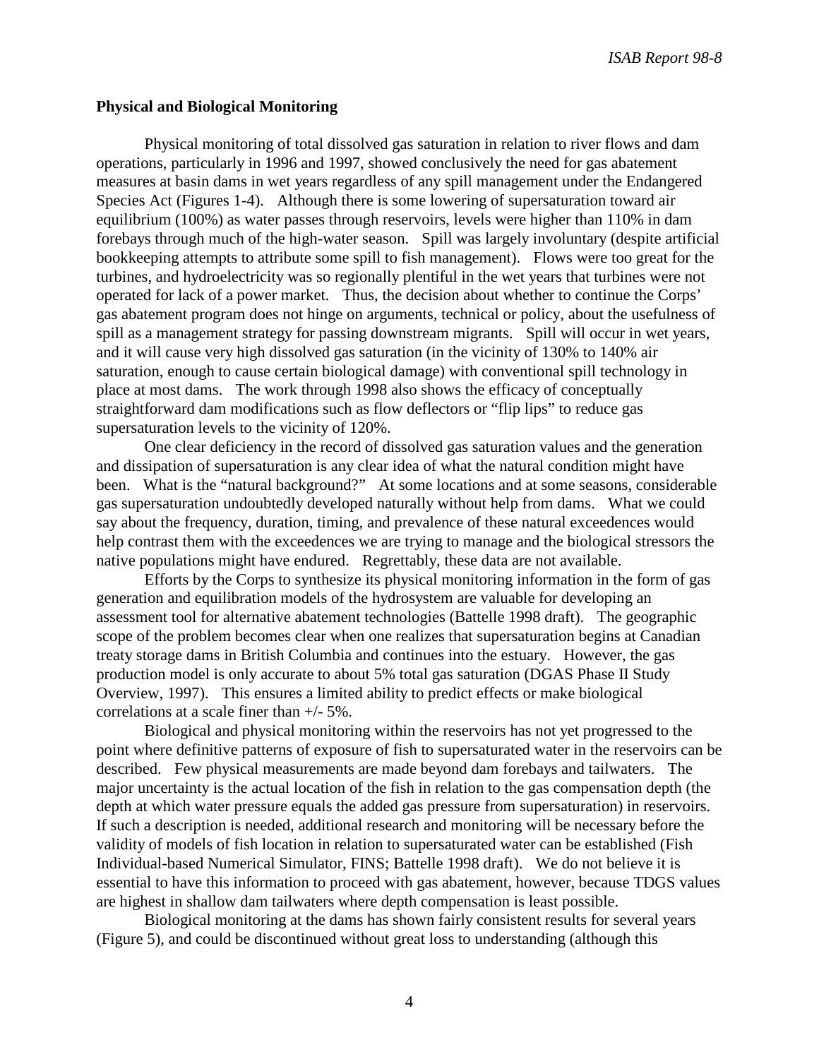## Physical and Biological Monitoring

Physical monitoring of total dissolved gas saturation in relation to river flows and dam operations, particularly in 1996 and 1997, showed conclusively the need for gas abatement measures at basin dams in wet years regardless of any spill management under the Endangered Species Act (Figures 1-4). Although there is some lowering of supersaturation toward air equilibrium (100%) as water passes through reservoirs, levels were higher than 110% in dam forebays through much of the high-water season. Spill was largely involuntary (despite artificial bookkeeping attempts to attribute some spill to fish management). Flows were too great for the turbines, and hydroelectricity was so regionally plentiful in the wet years that turbines were not operated for lack of a power market. Thus, the decision about whether to continue the Corps' gas abatement program does not hinge on arguments, technical or policy, about the usefulness of spill as a management strategy for passing downstream migrants. Spill will occur in wet years, and it will cause very high dissolved gas saturation (in the vicinity of 130% to 140% air saturation, enough to cause certain biological damage) with conventional spill technology in place at most dams. The work through 1998 also shows the efficacy of conceptually straightforward dam modifications such as flow deflectors or "flip lips" to reduce gas supersaturation levels to the vicinity of 120%.

One clear deficiency in the record of dissolved gas saturation values and the generation and dissipation of supersaturation is any clear idea of what the natural condition might have been. What is the "natural background?" At some locations and at some seasons, considerable gas supersaturation undoubtedly developed naturally without help from dams. What we could say about the frequency, duration, timing, and prevalence of these natural exceedences would help contrast them with the exceedences we are trying to manage and the biological stressors the native populations might have endured. Regrettably, these data are not available.

Efforts by the Corps to synthesize its physical monitoring information in the form of gas generation and equilibration models of the hydrosystem are valuable for developing an assessment tool for alternative abatement technologies (Battelle 1998 draft). The geographic scope of the problem becomes clear when one realizes that supersaturation begins at Canadian treaty storage dams in British Columbia and continues into the estuary. However, the gas production model is only accurate to about 5% total gas saturation (DGAS Phase II Study Overview, 1997). This ensures a limited ability to predict effects or make biological correlations at a scale finer than +/- 5%.

Biological and physical monitoring within the reservoirs has not yet progressed to the point where definitive patterns of exposure of fish to supersaturated water in the reservoirs can be described. Few physical measurements are made beyond dam forebays and tailwaters. The major uncertainty is the actual location of the fish in relation to the gas compensation depth (the depth at which water pressure equals the added gas pressure from supersaturation) in reservoirs. If such a description is needed, additional research and monitoring will be necessary before the validity of models of fish location in relation to supersaturated water can be established (Fish Individual-based Numerical Simulator, FINS; Battelle 1998 draft). We do not believe it is essential to have this information to proceed with gas abatement, however, because TDGS values are highest in shallow dam tailwaters where depth compensation is least possible.

Biological monitoring at the dams has shown fairly consistent results for several years (Figure 5), and could be discontinued without great loss to understanding (although this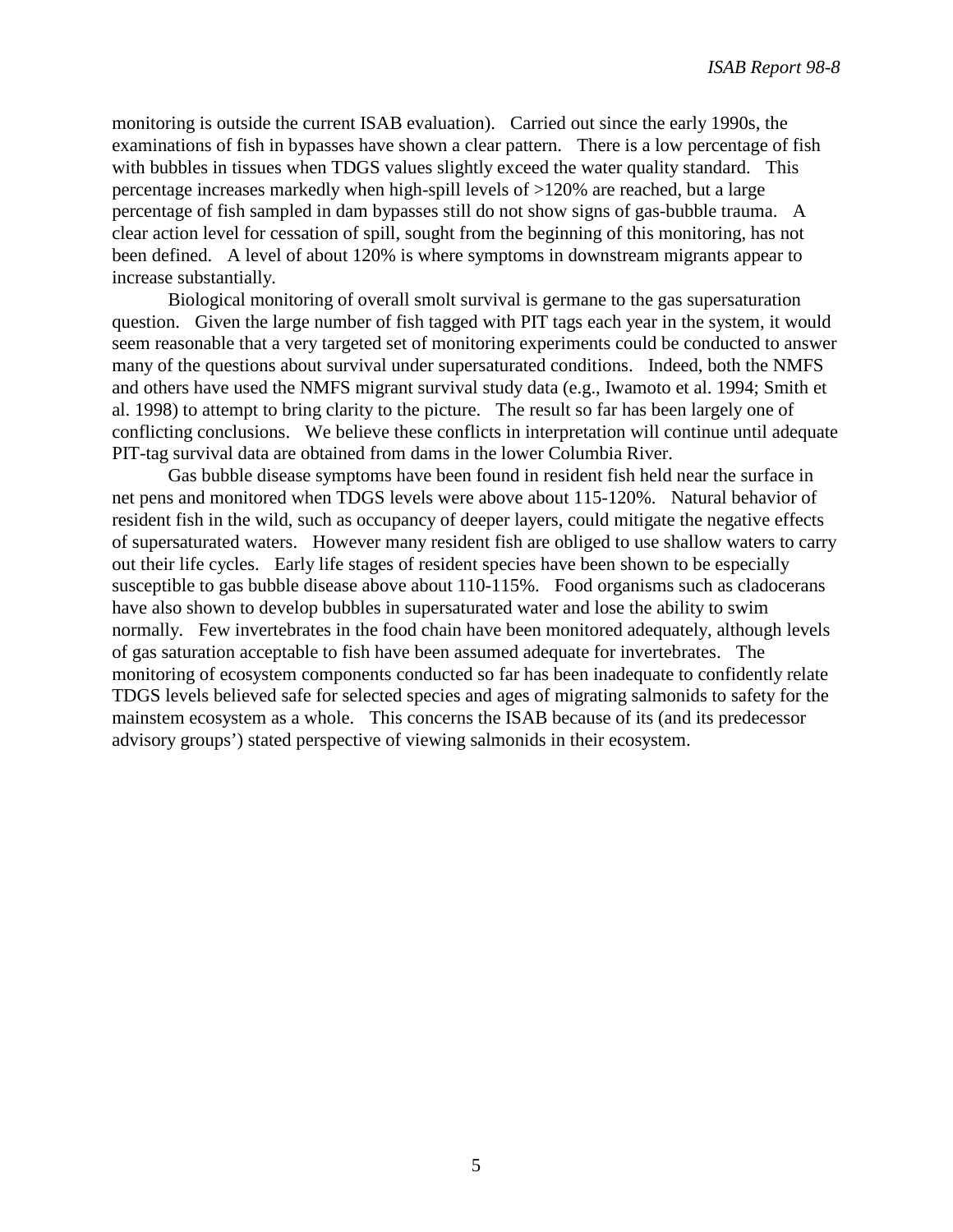monitoring is outside the current ISAB evaluation). Carried out since the early 1990s, the examinations of fish in bypasses have shown a clear pattern. There is a low percentage of fish with bubbles in tissues when TDGS values slightly exceed the water quality standard. This percentage increases markedly when high-spill levels of >120% are reached, but a large percentage of fish sampled in dam bypasses still do not show signs of gas-bubble trauma. A clear action level for cessation of spill, sought from the beginning of this monitoring, has not been defined. A level of about 120% is where symptoms in downstream migrants appear to increase substantially.

Biological monitoring of overall smolt survival is germane to the gas supersaturation question. Given the large number of fish tagged with PIT tags each year in the system, it would seem reasonable that a very targeted set of monitoring experiments could be conducted to answer many of the questions about survival under supersaturated conditions. Indeed, both the NMFS and others have used the NMFS migrant survival study data (e.g., Iwamoto et al. 1994; Smith et al. 1998) to attempt to bring clarity to the picture. The result so far has been largely one of conflicting conclusions. We believe these conflicts in interpretation will continue until adequate PIT-tag survival data are obtained from dams in the lower Columbia River.

Gas bubble disease symptoms have been found in resident fish held near the surface in net pens and monitored when TDGS levels were above about 115-120%. Natural behavior of resident fish in the wild, such as occupancy of deeper layers, could mitigate the negative effects of supersaturated waters. However many resident fish are obliged to use shallow waters to carry out their life cycles. Early life stages of resident species have been shown to be especially susceptible to gas bubble disease above about 110-115%. Food organisms such as cladocerans have also shown to develop bubbles in supersaturated water and lose the ability to swim normally. Few invertebrates in the food chain have been monitored adequately, although levels of gas saturation acceptable to fish have been assumed adequate for invertebrates. The monitoring of ecosystem components conducted so far has been inadequate to confidently relate TDGS levels believed safe for selected species and ages of migrating salmonids to safety for the mainstem ecosystem as a whole. This concerns the ISAB because of its (and its predecessor advisory groups') stated perspective of viewing salmonids in their ecosystem.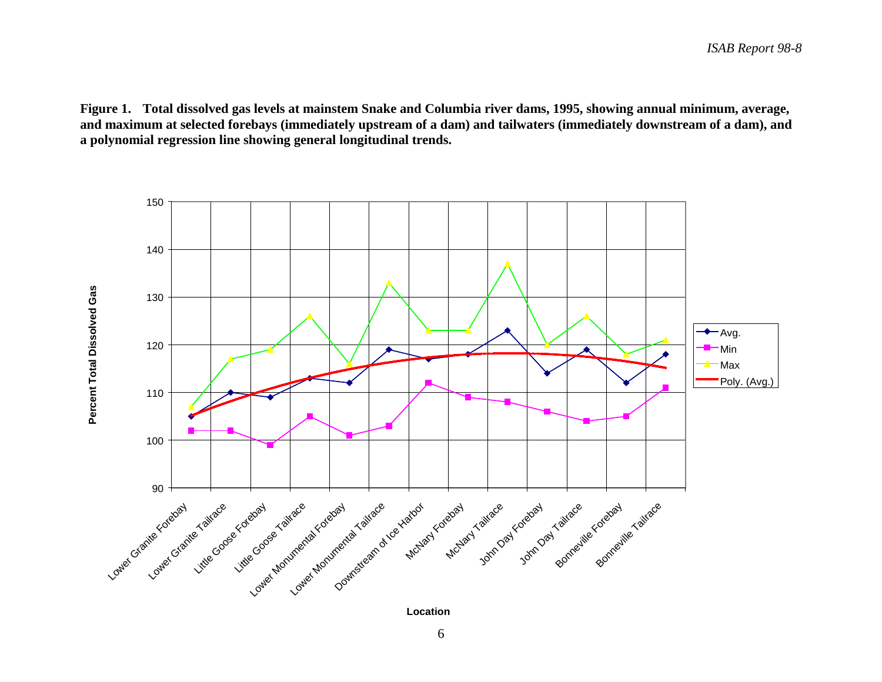**Figure 1. Total dissolved gas levels at mainstem Snake and Columbia river dams, 1995, showing annual minimum, average, and maximum at selected forebays (immediately upstream of a dam) and tailwaters (immediately downstream of a dam), and a polynomial regression line showing general longitudinal trends.**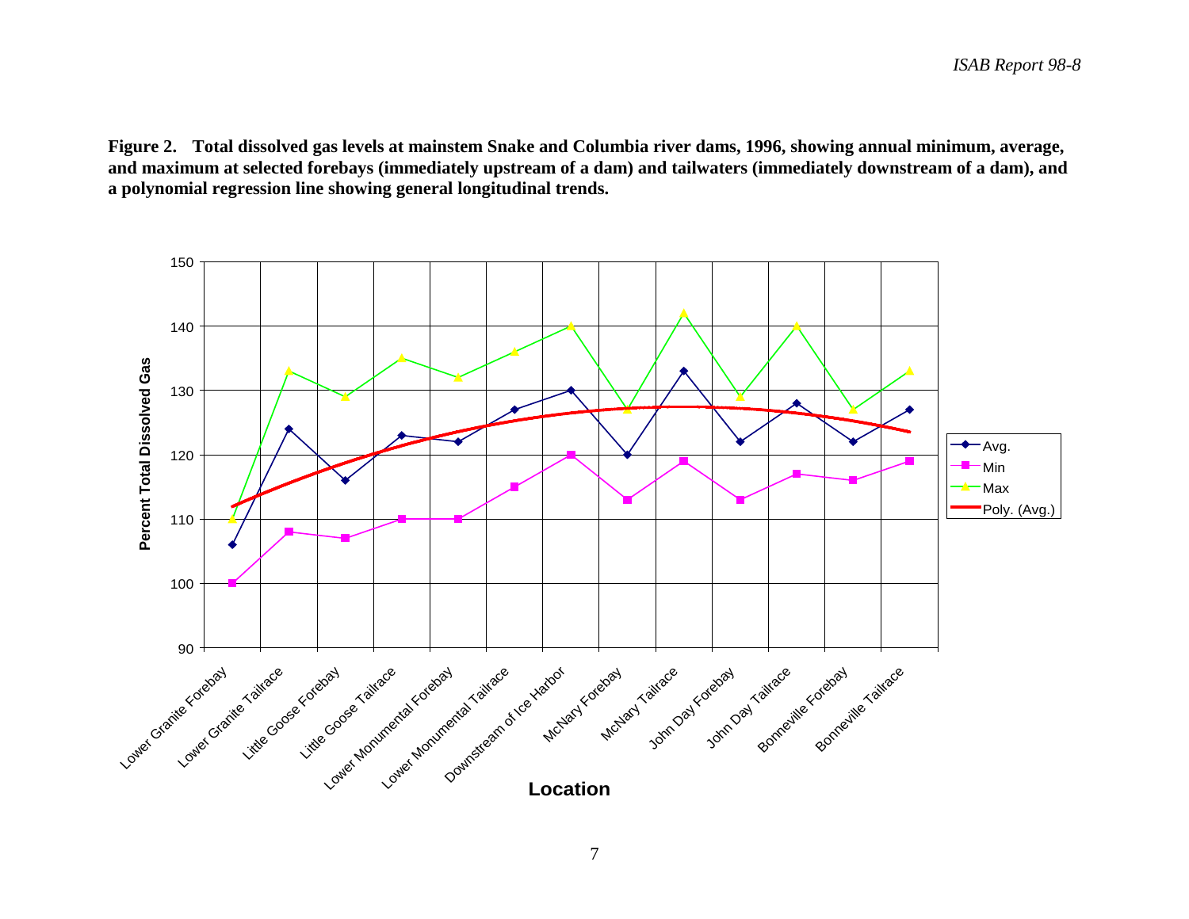**Figure 2. Total dissolved gas levels at mainstem Snake and Columbia river dams, 1996, showing annual minimum, average, and maximum at selected forebays (immediately upstream of a dam) and tailwaters (immediately downstream of a dam), and a polynomial regression line showing general longitudinal trends.**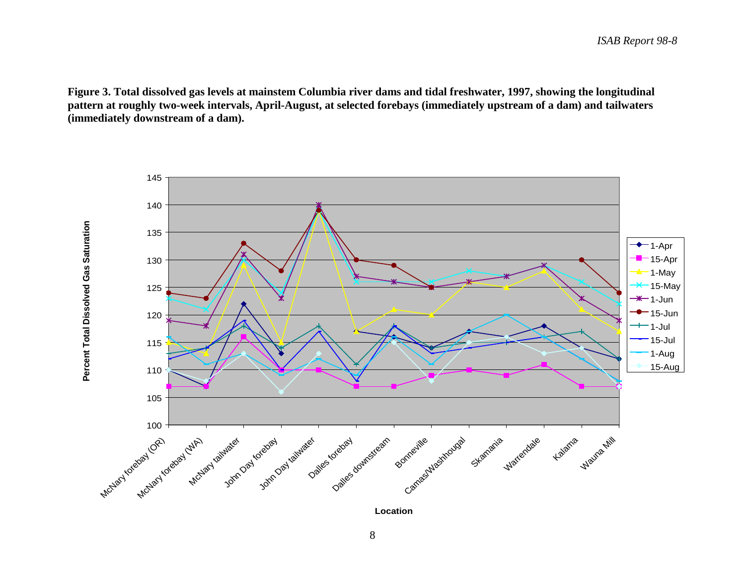**Figure 3. Total dissolved gas levels at mainstem Columbia river dams and tidal freshwater, 1997, showing the longitudinal pattern at roughly two-week intervals, April-August, at selected forebays (immediately upstream of a dam) and tailwaters (immediately downstream of a dam).**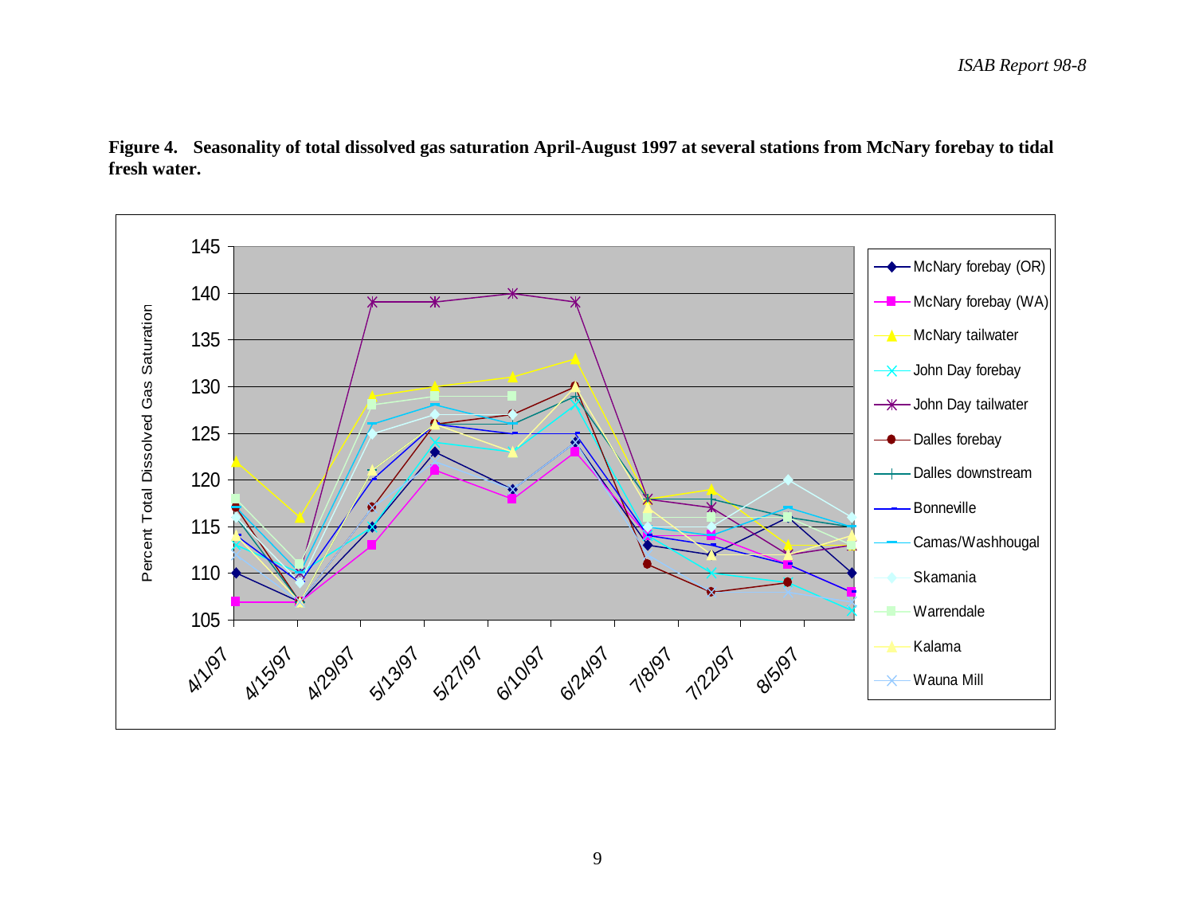**Figure 4. Seasonality of total dissolved gas saturation April-August 1997 at several stations from McNary forebay to tidal fresh water.**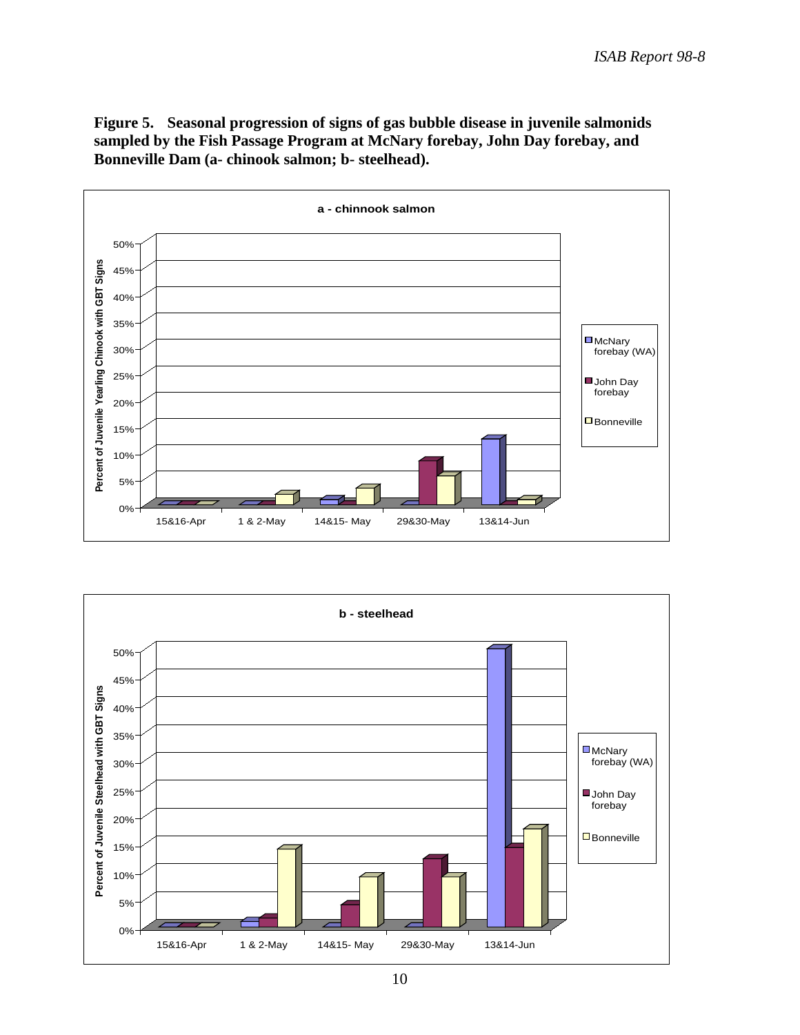**Figure 5. Seasonal progression of signs of gas bubble disease in juvenile salmonids sampled by the Fish Passage Program at McNary forebay, John Day forebay, and Bonneville Dam (a- chinook salmon; b- steelhead).**

**a - chinook salmon**

**b - steelhead**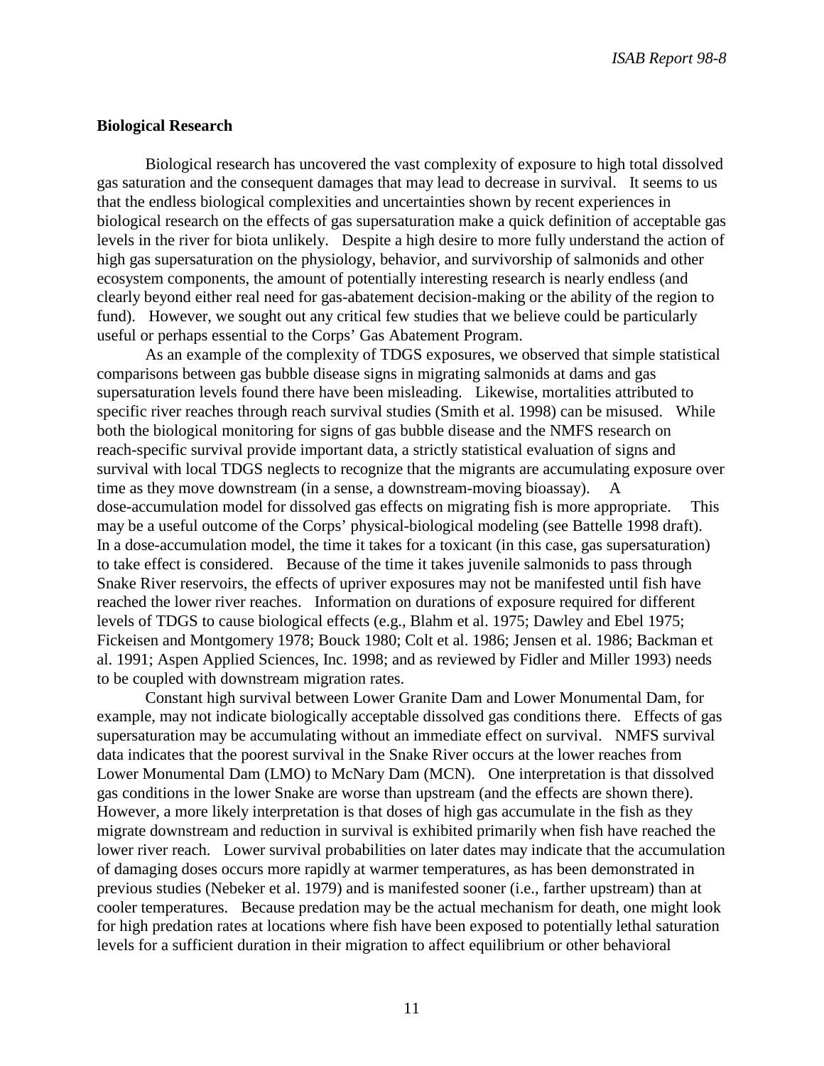### Biological Research

Biological research has uncovered the vast complexity of exposure to high total dissolved gas saturation and the consequent damages that may lead to decrease in survival. It seems to us that the endless biological complexities and uncertainties shown by recent experiences in biological research on the effects of gas supersaturation make a quick definition of acceptable gas levels in the river for biota unlikely. Despite a high desire to more fully understand the action of high gas supersaturation on the physiology, behavior, and survivorship of salmonids and other ecosystem components, the amount of potentially interesting research is nearly endless (and clearly beyond either real need for gas-abatement decision-making or the ability of the region to fund). However, we sought out any critical few studies that we believe could be particularly useful or perhaps essential to the Corps' Gas Abatement Program.

As an example of the complexity of TDGS exposures, we observed that simple statistical comparisons between gas bubble disease signs in migrating salmonids at dams and gas supersaturation levels found there have been misleading. Likewise, mortalities attributed to specific river reaches through reach survival studies (Smith et al. 1998) can be misused. While both the biological monitoring for signs of gas bubble disease and the NMFS research on reach-specific survival provide important data, a strictly statistical evaluation of signs and survival with local TDGS neglects to recognize that the migrants are accumulating exposure over time as they move downstream (in a sense, a downstream-moving bioassay). A dose-accumulation model for dissolved gas effects on migrating fish is more appropriate. This may be a useful outcome of the Corps' physical-biological modeling (see Battelle 1998 draft). In a dose-accumulation model, the time it takes for a toxicant (in this case, gas supersaturation) to take effect is considered. Because of the time it takes juvenile salmonids to pass through Snake River reservoirs, the effects of upriver exposures may not be manifested until fish have reached the lower river reaches. Information on durations of exposure required for different levels of TDGS to cause biological effects (e.g., Blahm et al. 1975; Dawley and Ebel 1975; Fickeisen and Montgomery 1978; Bouck 1980; Colt et al. 1986; Jensen et al. 1986; Backman et al. 1991; Aspen Applied Sciences, Inc. 1998; and as reviewed by Fidler and Miller 1993) needs to be coupled with downstream migration rates.

Constant high survival between Lower Granite Dam and Lower Monumental Dam, for example, may not indicate biologically acceptable dissolved gas conditions there. Effects of gas supersaturation may be accumulating without an immediate effect on survival. NMFS survival data indicates that the poorest survival in the Snake River occurs at the lower reaches from Lower Monumental Dam (LMO) to McNary Dam (MCN). One interpretation is that dissolved gas conditions in the lower Snake are worse than upstream (and the effects are shown there). However, a more likely interpretation is that doses of high gas accumulate in the fish as they migrate downstream and reduction in survival is exhibited primarily when fish have reached the lower river reach. Lower survival probabilities on later dates may indicate that the accumulation of damaging doses occurs more rapidly at warmer temperatures, as has been demonstrated in previous studies (Nebeker et al. 1979) and is manifested sooner (i.e., farther upstream) than at cooler temperatures. Because predation may be the actual mechanism for death, one might look for high predation rates at locations where fish have been exposed to potentially lethal saturation levels for a sufficient duration in their migration to affect equilibrium or other behavioral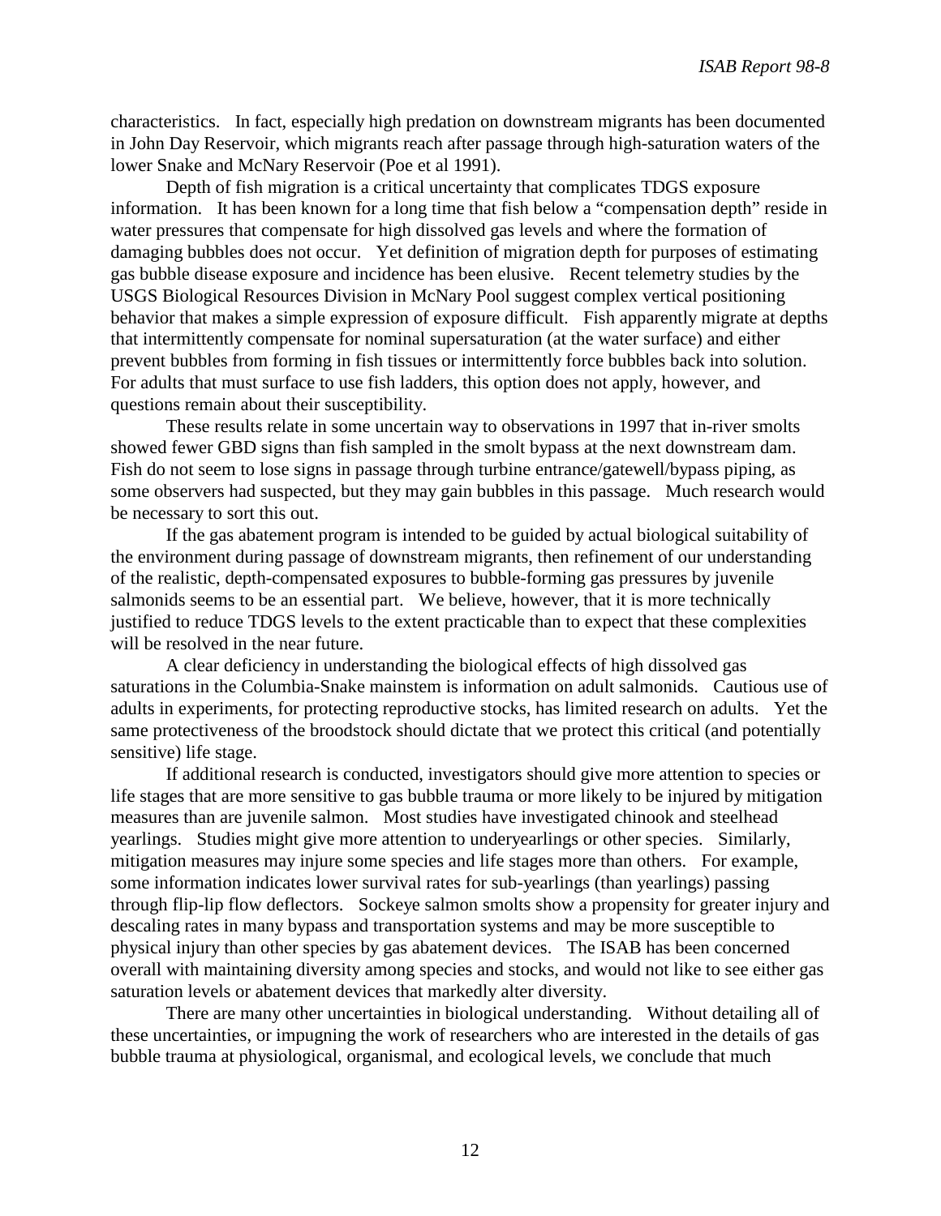characteristics. In fact, especially high predation on downstream migrants has been documented in John Day Reservoir, which migrants reach after passage through high-saturation waters of the lower Snake and McNary Reservoir (Poe et al 1991).

Depth of fish migration is a critical uncertainty that complicates TDGS exposure information. It has been known for a long time that fish below a "compensation depth" reside in water pressures that compensate for high dissolved gas levels and where the formation of damaging bubbles does not occur. Yet definition of migration depth for purposes of estimating gas bubble disease exposure and incidence has been elusive. Recent telemetry studies by the USGS Biological Resources Division in McNary Pool suggest complex vertical positioning behavior that makes a simple expression of exposure difficult. Fish apparently migrate at depths that intermittently compensate for nominal supersaturation (at the water surface) and either prevent bubbles from forming in fish tissues or intermittently force bubbles back into solution. For adults that must surface to use fish ladders, this option does not apply, however, and questions remain about their susceptibility.

These results relate in some uncertain way to observations in 1997 that in-river smolts showed fewer GBD signs than fish sampled in the smolt bypass at the next downstream dam. Fish do not seem to lose signs in passage through turbine entrance/gatewell/bypass piping, as some observers had suspected, but they may gain bubbles in this passage. Much research would be necessary to sort this out.

If the gas abatement program is intended to be guided by actual biological suitability of the environment during passage of downstream migrants, then refinement of our understanding of the realistic, depth-compensated exposures to bubble-forming gas pressures by juvenile salmonids seems to be an essential part. We believe, however, that it is more technically justified to reduce TDGS levels to the extent practicable than to expect that these complexities will be resolved in the near future.

A clear deficiency in understanding the biological effects of high dissolved gas saturations in the Columbia-Snake mainstem is information on adult salmonids. Cautious use of adults in experiments, for protecting reproductive stocks, has limited research on adults. Yet the same protectiveness of the broodstock should dictate that we protect this critical (and potentially sensitive) life stage.

If additional research is conducted, investigators should give more attention to species or life stages that are more sensitive to gas bubble trauma or more likely to be injured by mitigation measures than are juvenile salmon. Most studies have investigated chinook and steelhead yearlings. Studies might give more attention to underyearlings or other species. Similarly, mitigation measures may injure some species and life stages more than others. For example, some information indicates lower survival rates for sub-yearlings (than yearlings) passing through flip-lip flow deflectors. Sockeye salmon smolts show a propensity for greater injury and descaling rates in many bypass and transportation systems and may be more susceptible to physical injury than other species by gas abatement devices. The ISAB has been concerned overall with maintaining diversity among species and stocks, and would not like to see either gas saturation levels or abatement devices that markedly alter diversity.

There are many other uncertainties in biological understanding. Without detailing all of these uncertainties, or impugning the work of researchers who are interested in the details of gas bubble trauma at physiological, organismal, and ecological levels, we conclude that much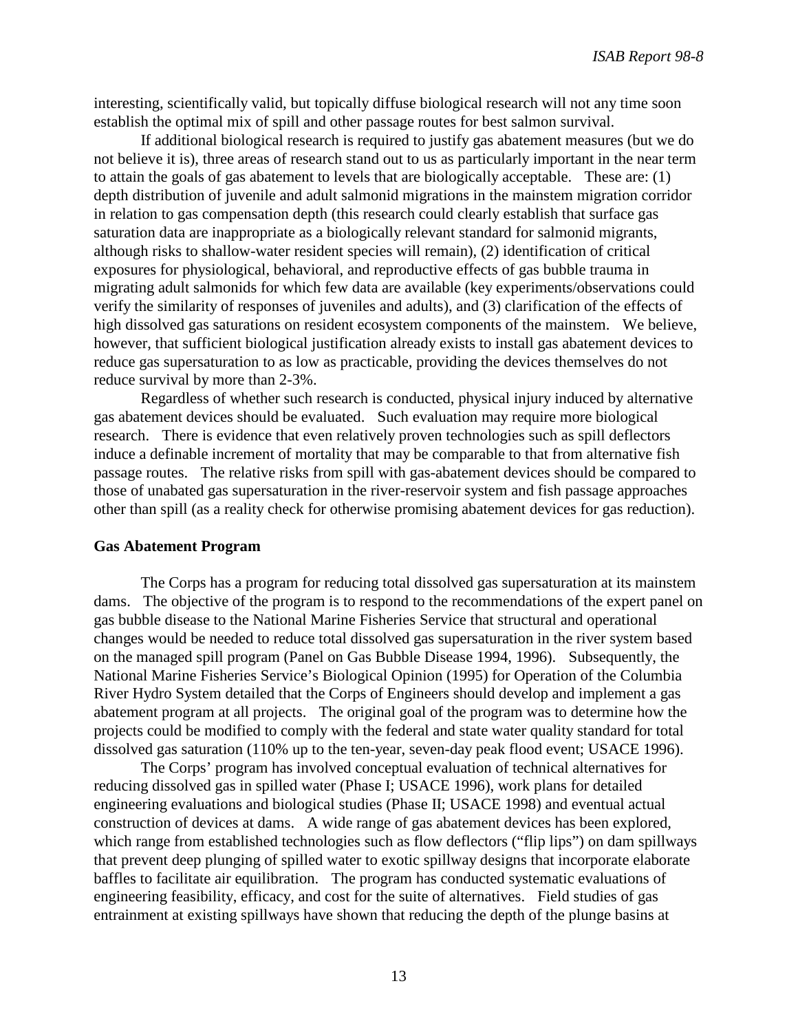interesting, scientifically valid, but topically diffuse biological research will not any time soon establish the optimal mix of spill and other passage routes for best salmon survival.

If additional biological research is required to justify gas abatement measures (but we do not believe it is), three areas of research stand out to us as particularly important in the near term to attain the goals of gas abatement to levels that are biologically acceptable. These are: (1) depth distribution of juvenile and adult salmonid migrations in the mainstem migration corridor in relation to gas compensation depth (this research could clearly establish that surface gas saturation data are inappropriate as a biologically relevant standard for salmonid migrants, although risks to shallow-water resident species will remain), (2) identification of critical exposures for physiological, behavioral, and reproductive effects of gas bubble trauma in migrating adult salmonids for which few data are available (key experiments/observations could verify the similarity of responses of juveniles and adults), and (3) clarification of the effects of high dissolved gas saturations on resident ecosystem components of the mainstem. We believe, however, that sufficient biological justification already exists to install gas abatement devices to reduce gas supersaturation to as low as practicable, providing the devices themselves do not reduce survival by more than 2-3%.

Regardless of whether such research is conducted, physical injury induced by alternative gas abatement devices should be evaluated. Such evaluation may require more biological research. There is evidence that even relatively proven technologies such as spill deflectors induce a definable increment of mortality that may be comparable to that from alternative fish passage routes. The relative risks from spill with gas-abatement devices should be compared to those of unabated gas supersaturation in the river-reservoir system and fish passage approaches other than spill (as a reality check for otherwise promising abatement devices for gas reduction).

**Gas Abatement Program**

The Corps has a program for reducing total dissolved gas supersaturation at its mainstem dams. The objective of the program is to respond to the recommendations of the expert panel on gas bubble disease to the National Marine Fisheries Service that structural and operational changes would be needed to reduce total dissolved gas supersaturation in the river system based on the managed spill program (Panel on Gas Bubble Disease 1994, 1996). Subsequently, the National Marine Fisheries Service's Biological Opinion (1995) for Operation of the Columbia River Hydro System detailed that the Corps of Engineers should develop and implement a gas abatement program at all projects. The original goal of the program was to determine how the projects could be modified to comply with the federal and state water quality standard for total dissolved gas saturation (110% up to the ten-year, seven-day peak flood event; USACE 1996).

The Corps' program has involved conceptual evaluation of technical alternatives for reducing dissolved gas in spilled water (Phase I; USACE 1996), work plans for detailed engineering evaluations and biological studies (Phase II; USACE 1998) and eventual actual construction of devices at dams. A wide range of gas abatement devices has been explored, which range from established technologies such as flow deflectors ("flip lips") on dam spillways that prevent deep plunging of spilled water to exotic spillway designs that incorporate elaborate baffles to facilitate air equilibration. The program has conducted systematic evaluations of engineering feasibility, efficacy, and cost for the suite of alternatives. Field studies of gas entrainment at existing spillways have shown that reducing the depth of the plunge basins at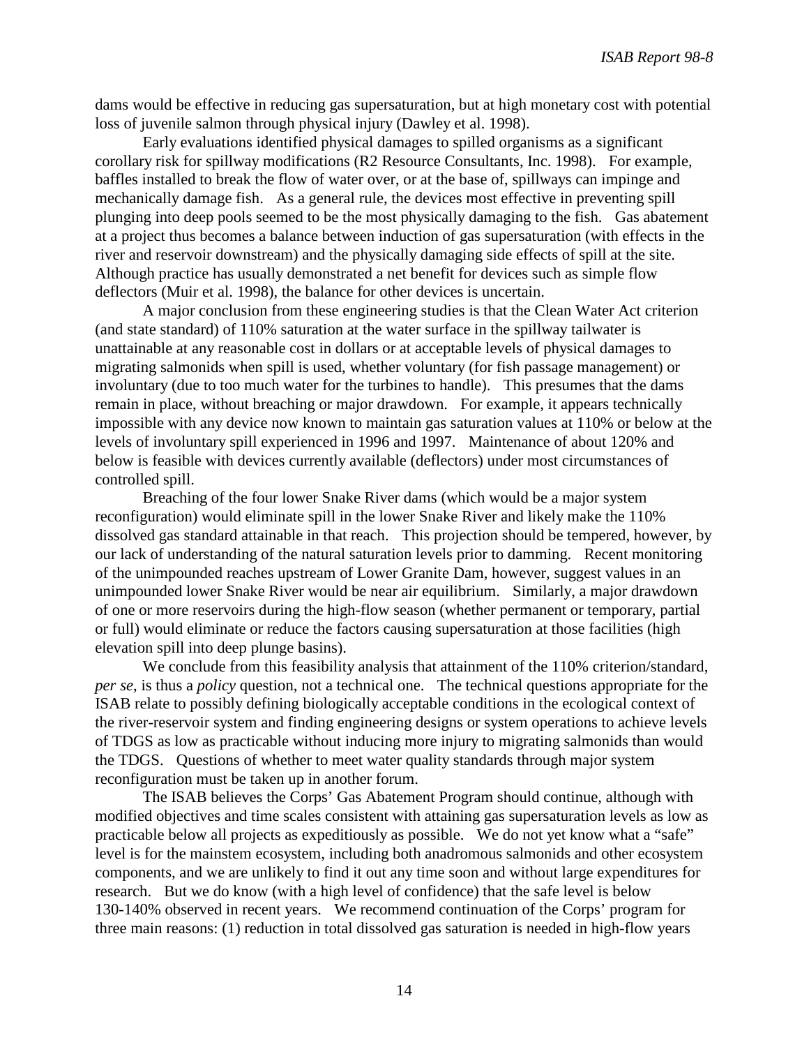dams would be effective in reducing gas supersaturation, but at high monetary cost with potential loss of juvenile salmon through physical injury (Dawley et al. 1998).

Early evaluations identified physical damages to spilled organisms as a significant corollary risk for spillway modifications (R2 Resource Consultants, Inc. 1998). For example, baffles installed to break the flow of water over, or at the base of, spillways can impinge and mechanically damage fish. As a general rule, the devices most effective in preventing spill plunging into deep pools seemed to be the most physically damaging to the fish. Gas abatement at a project thus becomes a balance between induction of gas supersaturation (with effects in the river and reservoir downstream) and the physically damaging side effects of spill at the site. Although practice has usually demonstrated a net benefit for devices such as simple flow deflectors (Muir et al. 1998), the balance for other devices is uncertain.

A major conclusion from these engineering studies is that the Clean Water Act criterion (and state standard) of 110% saturation at the water surface in the spillway tailwater is unattainable at any reasonable cost in dollars or at acceptable levels of physical damages to migrating salmonids when spill is used, whether voluntary (for fish passage management) or involuntary (due to too much water for the turbines to handle). This presumes that the dams remain in place, without breaching or major drawdown. For example, it appears technically impossible with any device now known to maintain gas saturation values at 110% or below at the levels of involuntary spill experienced in 1996 and 1997. Maintenance of about 120% and below is feasible with devices currently available (deflectors) under most circumstances of controlled spill.

Breaching of the four lower Snake River dams (which would be a major system reconfiguration) would eliminate spill in the lower Snake River and likely make the 110% dissolved gas standard attainable in that reach. This projection should be tempered, however, by our lack of understanding of the natural saturation levels prior to damming. Recent monitoring of the unimpounded reaches upstream of Lower Granite Dam, however, suggest values in an unimpounded lower Snake River would be near air equilibrium. Similarly, a major drawdown of one or more reservoirs during the high-flow season (whether permanent or temporary, partial or full) would eliminate or reduce the factors causing supersaturation at those facilities (high elevation spill into deep plunge basins).

We conclude from this feasibility analysis that attainment of the 110% criterion/standard, *per se*, is thus a *policy* question, not a technical one. The technical questions appropriate for the ISAB relate to possibly defining biologically acceptable conditions in the ecological context of the river-reservoir system and finding engineering designs or system operations to achieve levels of TDGS as low as practicable without inducing more injury to migrating salmonids than would the TDGS. Questions of whether to meet water quality standards through major system reconfiguration must be taken up in another forum.

The ISAB believes the Corps' Gas Abatement Program should continue, although with modified objectives and time scales consistent with attaining gas supersaturation levels as low as practicable below all projects as expeditiously as possible. We do not yet know what a "safe" level is for the mainstem ecosystem, including both anadromous salmonids and other ecosystem components, and we are unlikely to find it out any time soon and without large expenditures for research. But we do know (with a high level of confidence) that the safe level is below 130-140% observed in recent years. We recommend continuation of the Corps' program for three main reasons: (1) reduction in total dissolved gas saturation is needed in high-flow years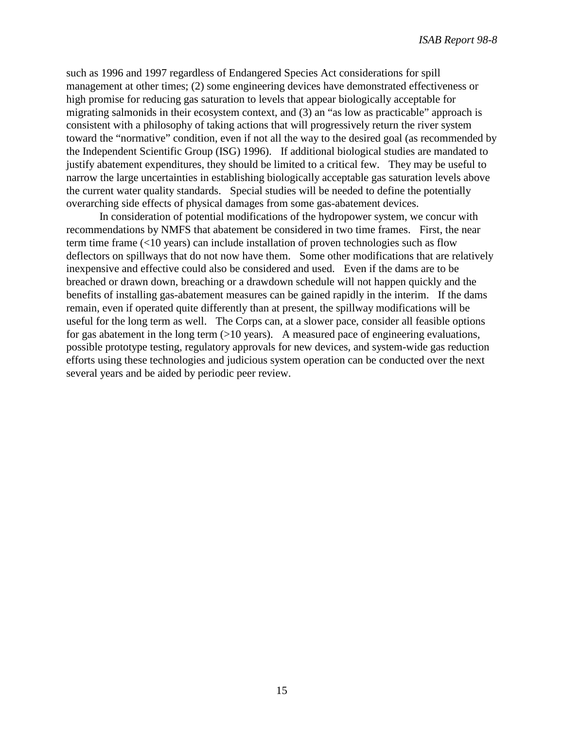such as 1996 and 1997 regardless of Endangered Species Act considerations for spill management at other times; (2) some engineering devices have demonstrated effectiveness or high promise for reducing gas saturation to levels that appear biologically acceptable for migrating salmonids in their ecosystem context, and (3) an "as low as practicable" approach is consistent with a philosophy of taking actions that will progressively return the river system toward the "normative" condition, even if not all the way to the desired goal (as recommended by the Independent Scientific Group (ISG) 1996). If additional biological studies are mandated to justify abatement expenditures, they should be limited to a critical few. They may be useful to narrow the large uncertainties in establishing biologically acceptable gas saturation levels above the current water quality standards. Special studies will be needed to define the potentially overarching side effects of physical damages from some gas-abatement devices.

In consideration of potential modifications of the hydropower system, we concur with recommendations by NMFS that abatement be considered in two time frames. First, the near term time frame (<10 years) can include installation of proven technologies such as flow deflectors on spillways that do not now have them. Some other modifications that are relatively inexpensive and effective could also be considered and used. Even if the dams are to be breached or drawn down, breaching or a drawdown schedule will not happen quickly and the benefits of installing gas-abatement measures can be gained rapidly in the interim. If the dams remain, even if operated quite differently than at present, the spillway modifications will be useful for the long term as well. The Corps can, at a slower pace, consider all feasible options for gas abatement in the long term (>10 years). A measured pace of engineering evaluations, possible prototype testing, regulatory approvals for new devices, and system-wide gas reduction efforts using these technologies and judicious system operation can be conducted over the next several years and be aided by periodic peer review.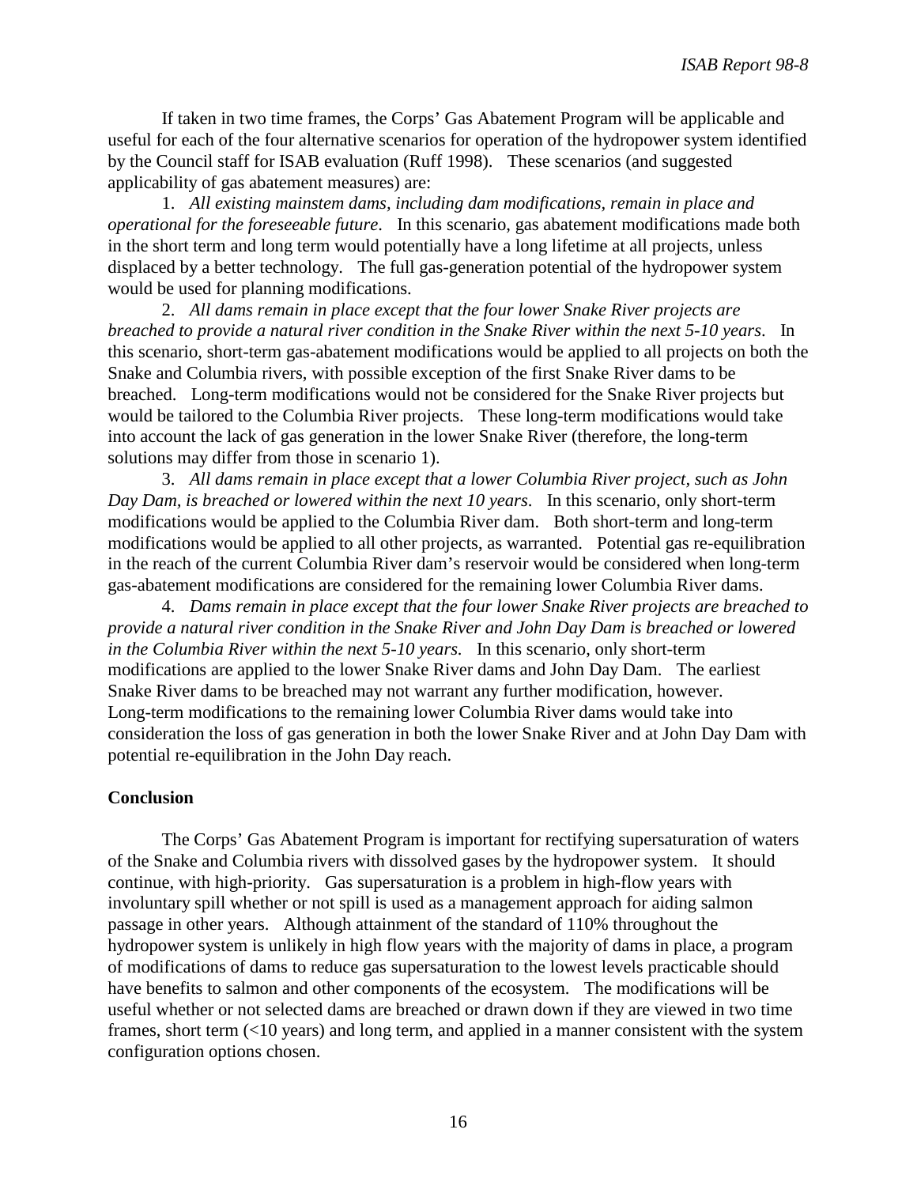If taken in two time frames, the Corps' Gas Abatement Program will be applicable and useful for each of the four alternative scenarios for operation of the hydropower system identified by the Council staff for ISAB evaluation (Ruff 1998). These scenarios (and suggested applicability of gas abatement measures) are:

1. *All existing mainstem dams, including dam modifications, remain in place and operational for the foreseeable future*. In this scenario, gas abatement modifications made both in the short term and long term would potentially have a long lifetime at all projects, unless displaced by a better technology. The full gas-generation potential of the hydropower system would be used for planning modifications.

2. *All dams remain in place except that the four lower Snake River projects are breached to provide a natural river condition in the Snake River within the next 5-10 years*. In this scenario, short-term gas-abatement modifications would be applied to all projects on both the Snake and Columbia rivers, with possible exception of the first Snake River dams to be breached. Long-term modifications would not be considered for the Snake River projects but would be tailored to the Columbia River projects. These long-term modifications would take into account the lack of gas generation in the lower Snake River (therefore, the long-term solutions may differ from those in scenario 1).

3. *All dams remain in place except that a lower Columbia River project, such as John Day Dam, is breached or lowered within the next 10 years*. In this scenario, only short-term modifications would be applied to the Columbia River dam. Both short-term and long-term modifications would be applied to all other projects, as warranted. Potential gas re-equilibration in the reach of the current Columbia River dam's reservoir would be considered when long-term gas-abatement modifications are considered for the remaining lower Columbia River dams.

4. *Dams remain in place except that the four lower Snake River projects are breached to provide a natural river condition in the Snake River and John Day Dam is breached or lowered in the Columbia River within the next 5-10 years.* In this scenario, only short-term modifications are applied to the lower Snake River dams and John Day Dam. The earliest Snake River dams to be breached may not warrant any further modification, however. Long-term modifications to the remaining lower Columbia River dams would take into consideration the loss of gas generation in both the lower Snake River and at John Day Dam with potential re-equilibration in the John Day reach.

**Conclusion**

The Corps' Gas Abatement Program is important for rectifying supersaturation of waters of the Snake and Columbia rivers with dissolved gases by the hydropower system. It should continue, with high-priority. Gas supersaturation is a problem in high-flow years with involuntary spill whether or not spill is used as a management approach for aiding salmon passage in other years. Although attainment of the standard of 110% throughout the hydropower system is unlikely in high flow years with the majority of dams in place, a program of modifications of dams to reduce gas supersaturation to the lowest levels practicable should have benefits to salmon and other components of the ecosystem. The modifications will be useful whether or not selected dams are breached or drawn down if they are viewed in two time frames, short term (<10 years) and long term, and applied in a manner consistent with the system configuration options chosen.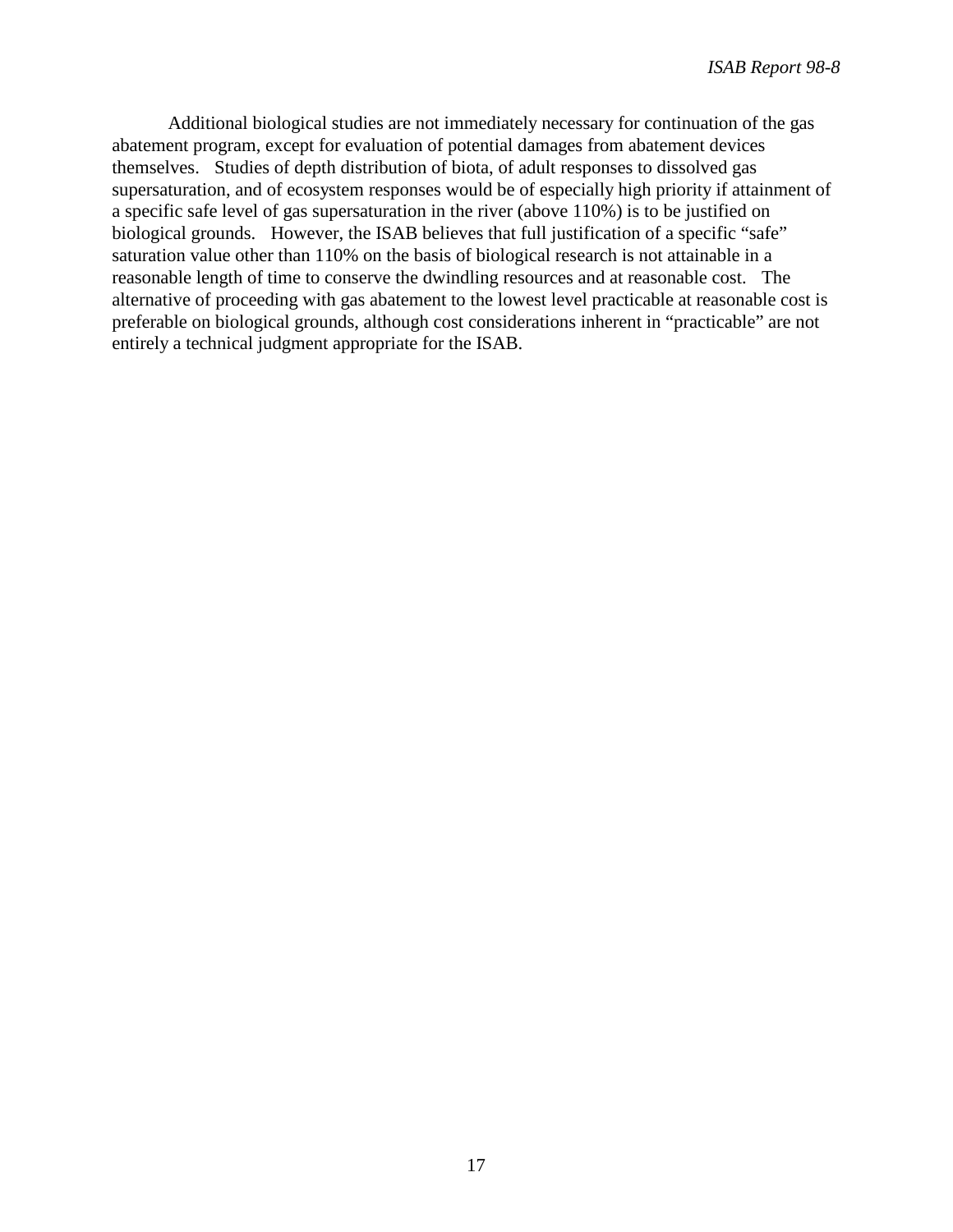Additional biological studies are not immediately necessary for continuation of the gas abatement program, except for evaluation of potential damages from abatement devices themselves. Studies of depth distribution of biota, of adult responses to dissolved gas supersaturation, and of ecosystem responses would be of especially high priority if attainment of a specific safe level of gas supersaturation in the river (above 110%) is to be justified on biological grounds. However, the ISAB believes that full justification of a specific "safe" saturation value other than 110% on the basis of biological research is not attainable in a reasonable length of time to conserve the dwindling resources and at reasonable cost. The alternative of proceeding with gas abatement to the lowest level practicable at reasonable cost is preferable on biological grounds, although cost considerations inherent in "practicable" are not entirely a technical judgment appropriate for the ISAB.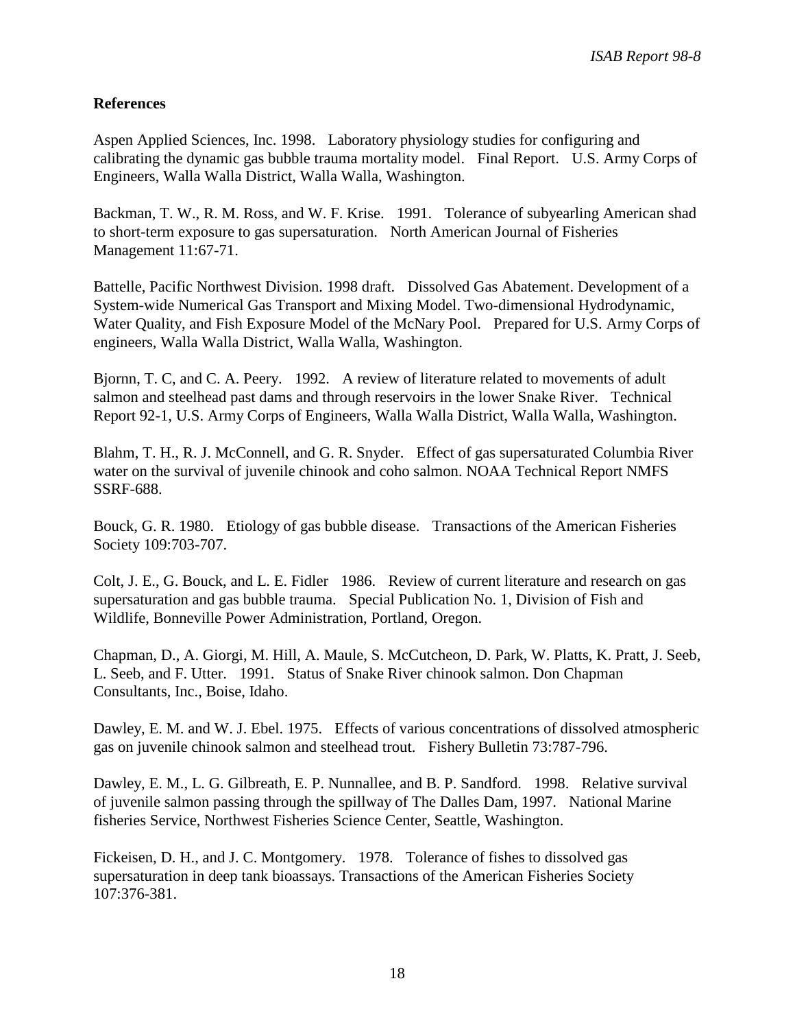## References

Aspen Applied Sciences, Inc. 1998. Laboratory physiology studies for configuring and calibrating the dynamic gas bubble trauma mortality model. Final Report. U.S. Army Corps of Engineers, Walla Walla District, Walla Walla, Washington.

Backman, T. W., R. M. Ross, and W. F. Krise. 1991. Tolerance of subyearling American shad to short-term exposure to gas supersaturation. North American Journal of Fisheries Management 11:67-71.

Battelle, Pacific Northwest Division. 1998 draft. Dissolved Gas Abatement. Development of a System-wide Numerical Gas Transport and Mixing Model. Two-dimensional Hydrodynamic, Water Quality, and Fish Exposure Model of the McNary Pool. Prepared for U.S. Army Corps of engineers, Walla Walla District, Walla Walla, Washington.

Bjornn, T. C, and C. A. Peery. 1992. A review of literature related to movements of adult salmon and steelhead past dams and through reservoirs in the lower Snake River. Technical Report 92-1, U.S. Army Corps of Engineers, Walla Walla District, Walla Walla, Washington.

Blahm, T. H., R. J. McConnell, and G. R. Snyder. Effect of gas supersaturated Columbia River water on the survival of juvenile chinook and coho salmon. NOAA Technical Report NMFS SSRF-688.

Bouck, G. R. 1980. Etiology of gas bubble disease. Transactions of the American Fisheries Society 109:703-707.

Colt, J. E., G. Bouck, and L. E. Fidler 1986. Review of current literature and research on gas supersaturation and gas bubble trauma. Special Publication No. 1, Division of Fish and Wildlife, Bonneville Power Administration, Portland, Oregon.

Chapman, D., A. Giorgi, M. Hill, A. Maule, S. McCutcheon, D. Park, W. Platts, K. Pratt, J. Seeb, L. Seeb, and F. Utter. 1991. Status of Snake River chinook salmon. Don Chapman Consultants, Inc., Boise, Idaho.

Dawley, E. M. and W. J. Ebel. 1975. Effects of various concentrations of dissolved atmospheric gas on juvenile chinook salmon and steelhead trout. Fishery Bulletin 73:787-796.

Dawley, E. M., L. G. Gilbreath, E. P. Nunnallee, and B. P. Sandford. 1998. Relative survival of juvenile salmon passing through the spillway of The Dalles Dam, 1997. National Marine fisheries Service, Northwest Fisheries Science Center, Seattle, Washington.

Fickeisen, D. H., and J. C. Montgomery. 1978. Tolerance of fishes to dissolved gas supersaturation in deep tank bioassays. Transactions of the American Fisheries Society 107:376-381.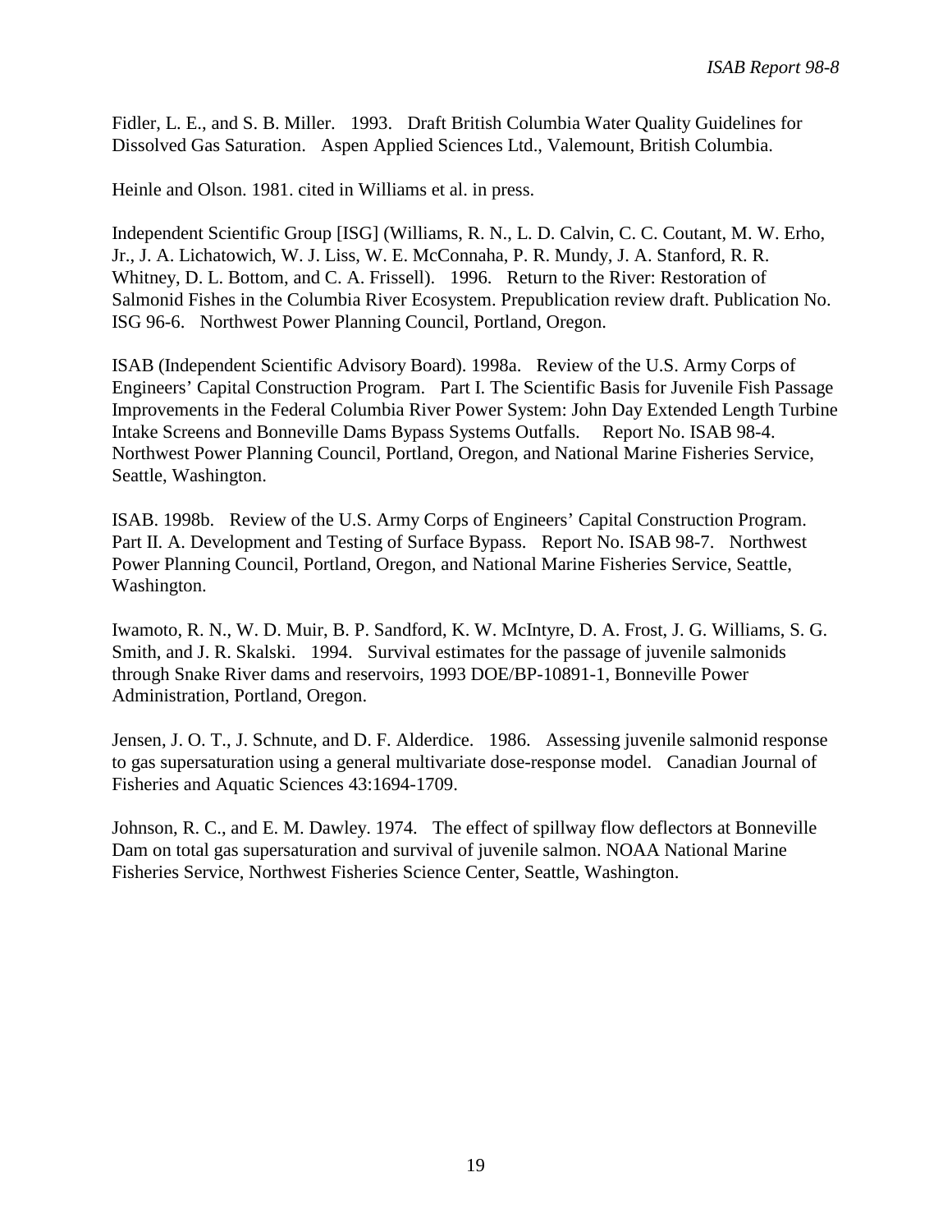Fidler, L. E., and S. B. Miller. 1993. Draft British Columbia Water Quality Guidelines for Dissolved Gas Saturation. Aspen Applied Sciences Ltd., Valemount, British Columbia.

Heinle and Olson. 1981. cited in Williams et al. in press.

Independent Scientific Group [ISG] (Williams, R. N., L. D. Calvin, C. C. Coutant, M. W. Erho, Jr., J. A. Lichatowich, W. J. Liss, W. E. McConnaha, P. R. Mundy, J. A. Stanford, R. R. Whitney, D. L. Bottom, and C. A. Frissell). 1996. Return to the River: Restoration of Salmonid Fishes in the Columbia River Ecosystem. Prepublication review draft. Publication No. ISG 96-6. Northwest Power Planning Council, Portland, Oregon.

ISAB (Independent Scientific Advisory Board). 1998a. Review of the U.S. Army Corps of Engineers' Capital Construction Program. Part I. The Scientific Basis for Juvenile Fish Passage Improvements in the Federal Columbia River Power System: John Day Extended Length Turbine Intake Screens and Bonneville Dams Bypass Systems Outfalls. Report No. ISAB 98-4. Northwest Power Planning Council, Portland, Oregon, and National Marine Fisheries Service, Seattle, Washington.

ISAB. 1998b. Review of the U.S. Army Corps of Engineers' Capital Construction Program. Part II. A. Development and Testing of Surface Bypass. Report No. ISAB 98-7. Northwest Power Planning Council, Portland, Oregon, and National Marine Fisheries Service, Seattle, Washington.

Iwamoto, R. N., W. D. Muir, B. P. Sandford, K. W. McIntyre, D. A. Frost, J. G. Williams, S. G. Smith, and J. R. Skalski. 1994. Survival estimates for the passage of juvenile salmonids through Snake River dams and reservoirs, 1993 DOE/BP-10891-1, Bonneville Power Administration, Portland, Oregon.

Jensen, J. O. T., J. Schnute, and D. F. Alderdice. 1986. Assessing juvenile salmonid response to gas supersaturation using a general multivariate dose-response model. Canadian Journal of Fisheries and Aquatic Sciences 43:1694-1709.

Johnson, R. C., and E. M. Dawley. 1974. The effect of spillway flow deflectors at Bonneville Dam on total gas supersaturation and survival of juvenile salmon. NOAA National Marine Fisheries Service, Northwest Fisheries Science Center, Seattle, Washington.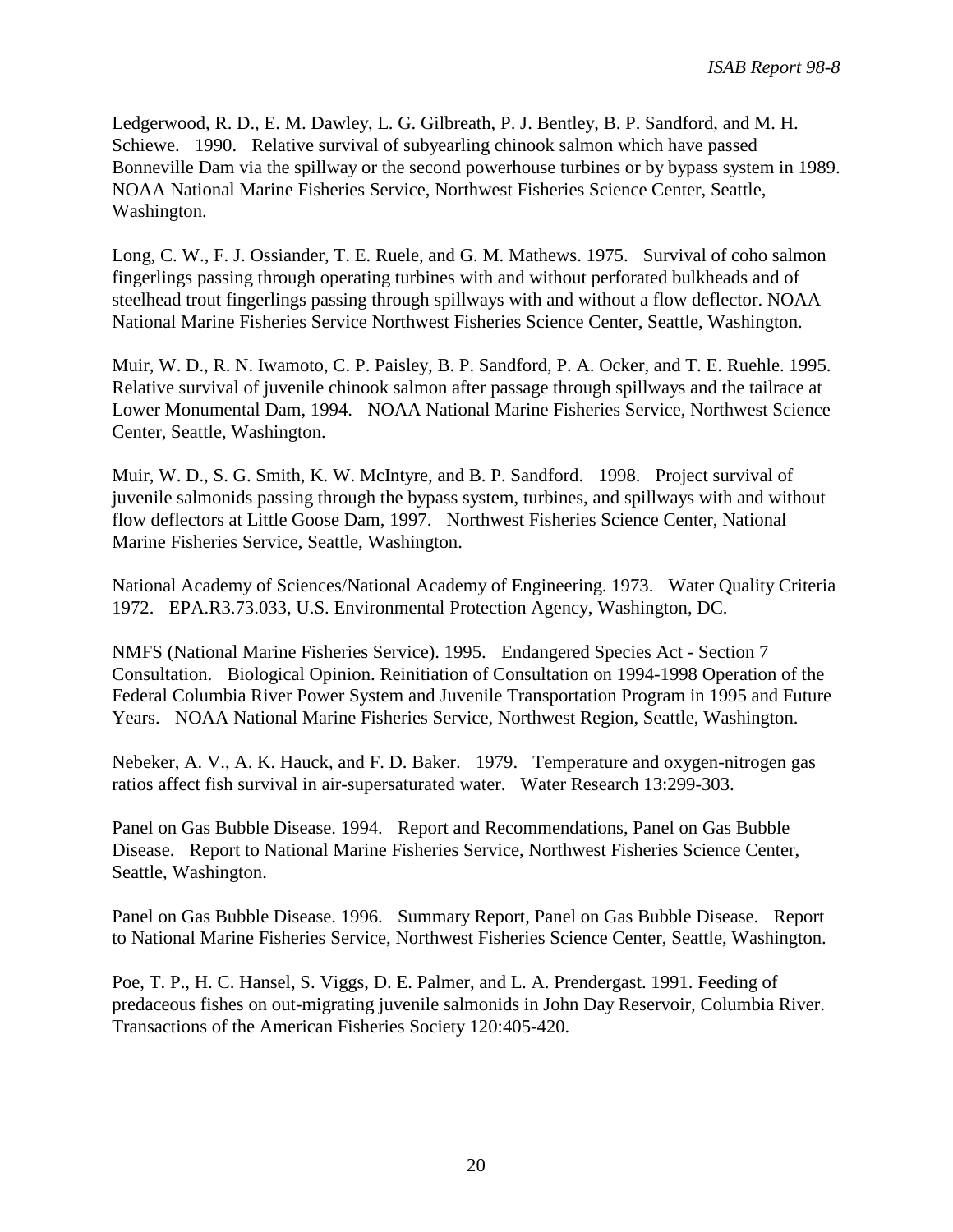Ledgerwood, R. D., E. M. Dawley, L. G. Gilbreath, P. J. Bentley, B. P. Sandford, and M. H. Schiewe. 1990. Relative survival of subyearling chinook salmon which have passed Bonneville Dam via the spillway or the second powerhouse turbines or by bypass system in 1989. NOAA National Marine Fisheries Service, Northwest Fisheries Science Center, Seattle, Washington.

Long, C. W., F. J. Ossiander, T. E. Ruele, and G. M. Mathews. 1975. Survival of coho salmon fingerlings passing through operating turbines with and without perforated bulkheads and of steelhead trout fingerlings passing through spillways with and without a flow deflector. NOAA National Marine Fisheries Service Northwest Fisheries Science Center, Seattle, Washington.

Muir, W. D., R. N. Iwamoto, C. P. Paisley, B. P. Sandford, P. A. Ocker, and T. E. Ruehle. 1995. Relative survival of juvenile chinook salmon after passage through spillways and the tailrace at Lower Monumental Dam, 1994. NOAA National Marine Fisheries Service, Northwest Science Center, Seattle, Washington.

Muir, W. D., S. G. Smith, K. W. McIntyre, and B. P. Sandford. 1998. Project survival of juvenile salmonids passing through the bypass system, turbines, and spillways with and without flow deflectors at Little Goose Dam, 1997. Northwest Fisheries Science Center, National Marine Fisheries Service, Seattle, Washington.

National Academy of Sciences/National Academy of Engineering. 1973. Water Quality Criteria 1972. EPA.R3.73.033, U.S. Environmental Protection Agency, Washington, DC.

NMFS (National Marine Fisheries Service). 1995. Endangered Species Act - Section 7 Consultation. Biological Opinion. Reinitiation of Consultation on 1994-1998 Operation of the Federal Columbia River Power System and Juvenile Transportation Program in 1995 and Future Years. NOAA National Marine Fisheries Service, Northwest Region, Seattle, Washington.

Nebeker, A. V., A. K. Hauck, and F. D. Baker. 1979. Temperature and oxygen-nitrogen gas ratios affect fish survival in air-supersaturated water. Water Research 13:299-303.

Panel on Gas Bubble Disease. 1994. Report and Recommendations, Panel on Gas Bubble Disease. Report to National Marine Fisheries Service, Northwest Fisheries Science Center, Seattle, Washington.

Panel on Gas Bubble Disease. 1996. Summary Report, Panel on Gas Bubble Disease. Report to National Marine Fisheries Service, Northwest Fisheries Science Center, Seattle, Washington.

Poe, T. P., H. C. Hansel, S. Viggs, D. E. Palmer, and L. A. Prendergast. 1991. Feeding of predaceous fishes on out-migrating juvenile salmonids in John Day Reservoir, Columbia River. Transactions of the American Fisheries Society 120:405-420.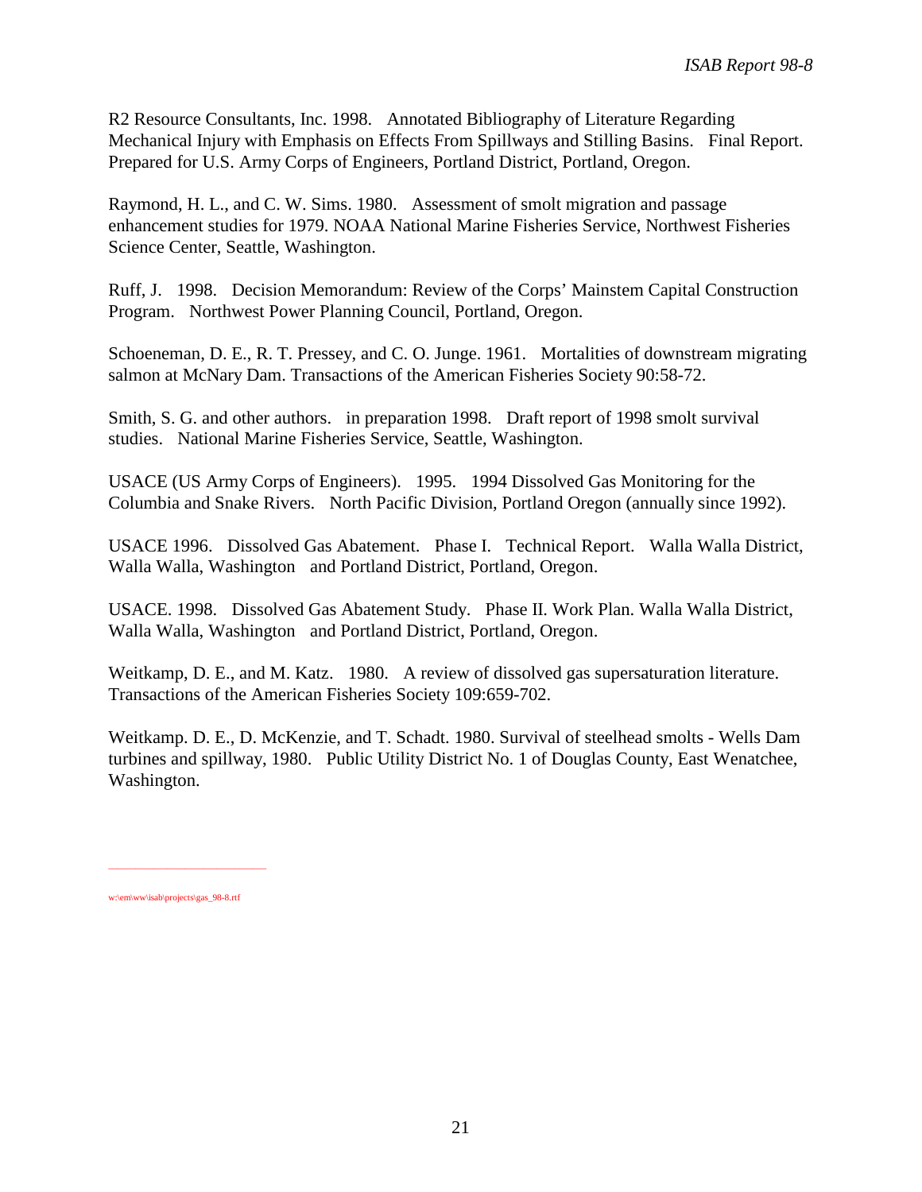R2 Resource Consultants, Inc. 1998. Annotated Bibliography of Literature Regarding Mechanical Injury with Emphasis on Effects From Spillways and Stilling Basins. Final Report. Prepared for U.S. Army Corps of Engineers, Portland District, Portland, Oregon.

Raymond, H. L., and C. W. Sims. 1980. Assessment of smolt migration and passage enhancement studies for 1979. NOAA National Marine Fisheries Service, Northwest Fisheries Science Center, Seattle, Washington.

Ruff, J. 1998. Decision Memorandum: Review of the Corps' Mainstem Capital Construction Program. Northwest Power Planning Council, Portland, Oregon.

Schoeneman, D. E., R. T. Pressey, and C. O. Junge. 1961. Mortalities of downstream migrating salmon at McNary Dam. Transactions of the American Fisheries Society 90:58-72.

Smith, S. G. and other authors. in preparation 1998. Draft report of 1998 smolt survival studies. National Marine Fisheries Service, Seattle, Washington.

USACE (US Army Corps of Engineers). 1995. 1994 Dissolved Gas Monitoring for the Columbia and Snake Rivers. North Pacific Division, Portland Oregon (annually since 1992).

USACE 1996. Dissolved Gas Abatement. Phase I. Technical Report. Walla Walla District, Walla Walla, Washington and Portland District, Portland, Oregon.

USACE. 1998. Dissolved Gas Abatement Study. Phase II. Work Plan. Walla Walla District, Walla Walla, Washington and Portland District, Portland, Oregon.

Weitkamp, D. E., and M. Katz. 1980. A review of dissolved gas supersaturation literature. Transactions of the American Fisheries Society 109:659-702.

Weitkamp. D. E., D. McKenzie, and T. Schadt. 1980. Survival of steelhead smolts - Wells Dam turbines and spillway, 1980. Public Utility District No. 1 of Douglas County, East Wenatchee, Washington.

w:\em\ww\isab\projects\gas_98-8.rtf